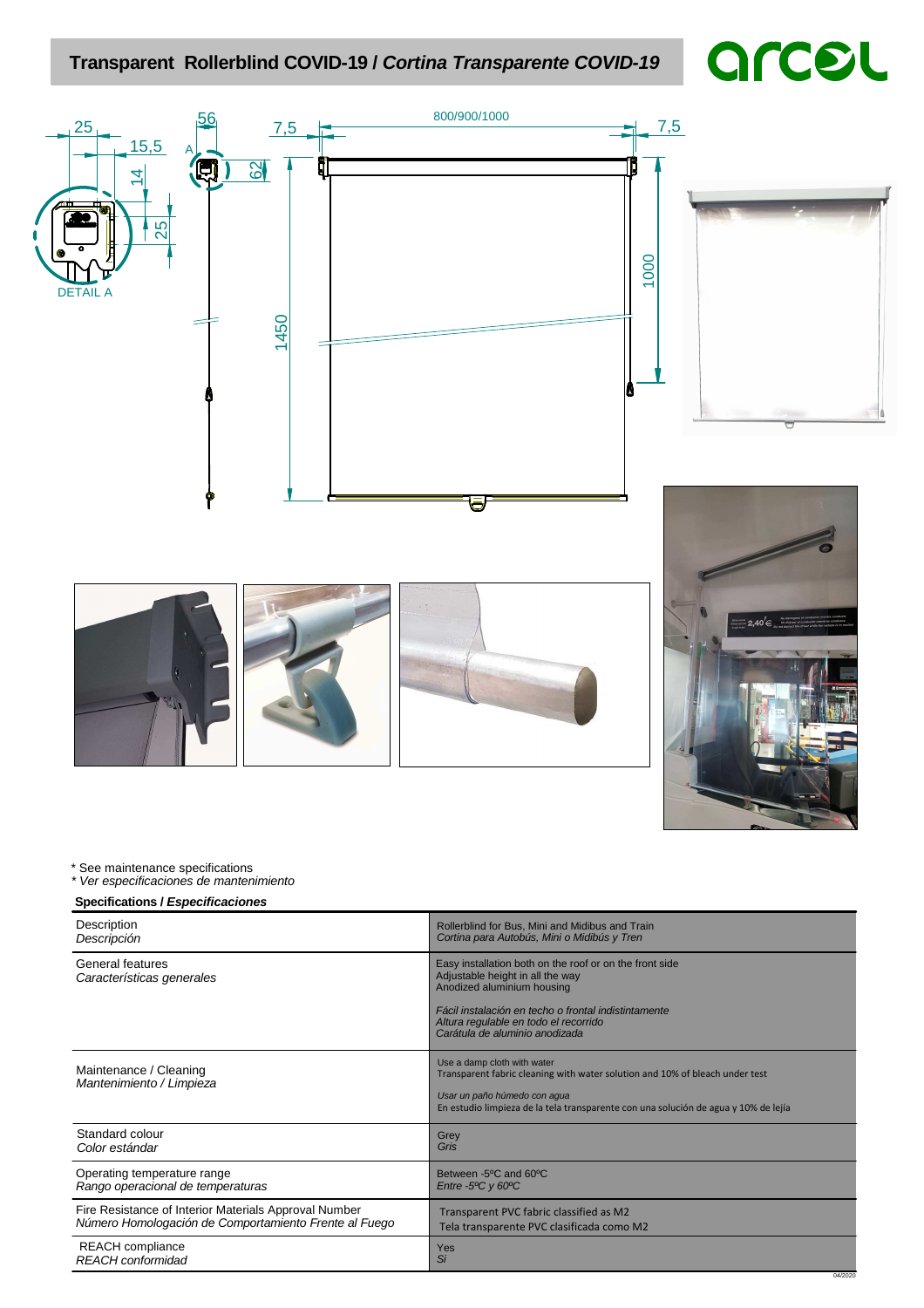# Transparent Rollerblind COVID-19 / *Cortina Transparente COVID-19*

\* See maintenance specifications
\* *Ver especificaciones de mantenimiento*

**Specifications / *Especificaciones***

| | |
|---|---|
| Description<br>*Descripción* | Rollerblind for Bus, Mini and Midibus and Train<br>*Cortina para Autobús, Mini o Midibús y Tren* |
| General features<br>*Características generales* | Easy installation both on the roof or on the front side<br>Adjustable height in all the way<br>Anodized aluminium housing<br><br>*Fácil instalación en techo o frontal indistintamente*<br>*Altura regulable en todo el recorrido*<br>*Carátula de aluminio anodizada* |
| Maintenance / Cleaning<br>*Mantenimiento / Limpieza* | Use a damp cloth with water<br>Transparent fabric cleaning with water solution and 10% of bleach under test<br><br>*Usar un paño húmedo con agua*<br>En estudio limpieza de la tela transparente con una solución de agua y 10% de lejía |
| Standard colour<br>*Color estándar* | Grey<br>*Gris* |
| Operating temperature range<br>*Rango operacional de temperaturas* | Between -5ºC and 60ºC<br>*Entre -5ºC y 60ºC* |
| Fire Resistance of Interior Materials Approval Number<br>*Número Homologación de Comportamiento Frente al Fuego* | Transparent PVC fabric classified as M2<br>Tela transparente PVC clasificada como M2 |
| REACH compliance<br>*REACH conformidad* | Yes<br>*Sí* |

04/2020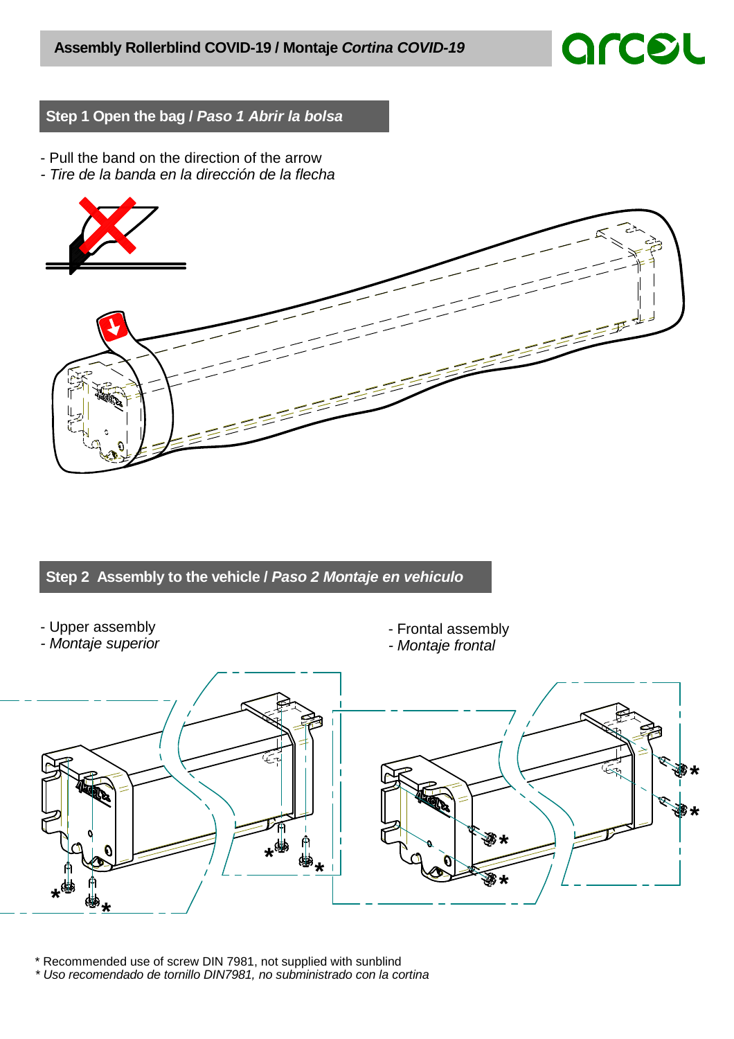**Assembly Rollerblind COVID-19 / Montaje *Cortina COVID-19***

## Step 1 Open the bag / *Paso 1 Abrir la bolsa*

- Pull the band on the direction of the arrow
- *Tire de la banda en la dirección de la flecha*

## Step 2 Assembly to the vehicle / *Paso 2 Montaje en vehiculo*

- Upper assembly
- *Montaje superior*

- Frontal assembly
- *Montaje frontal*

\* Recommended use of screw DIN 7981, not supplied with sunblind

*\* Uso recomendado de tornillo DIN7981, no subministrado con la cortina*